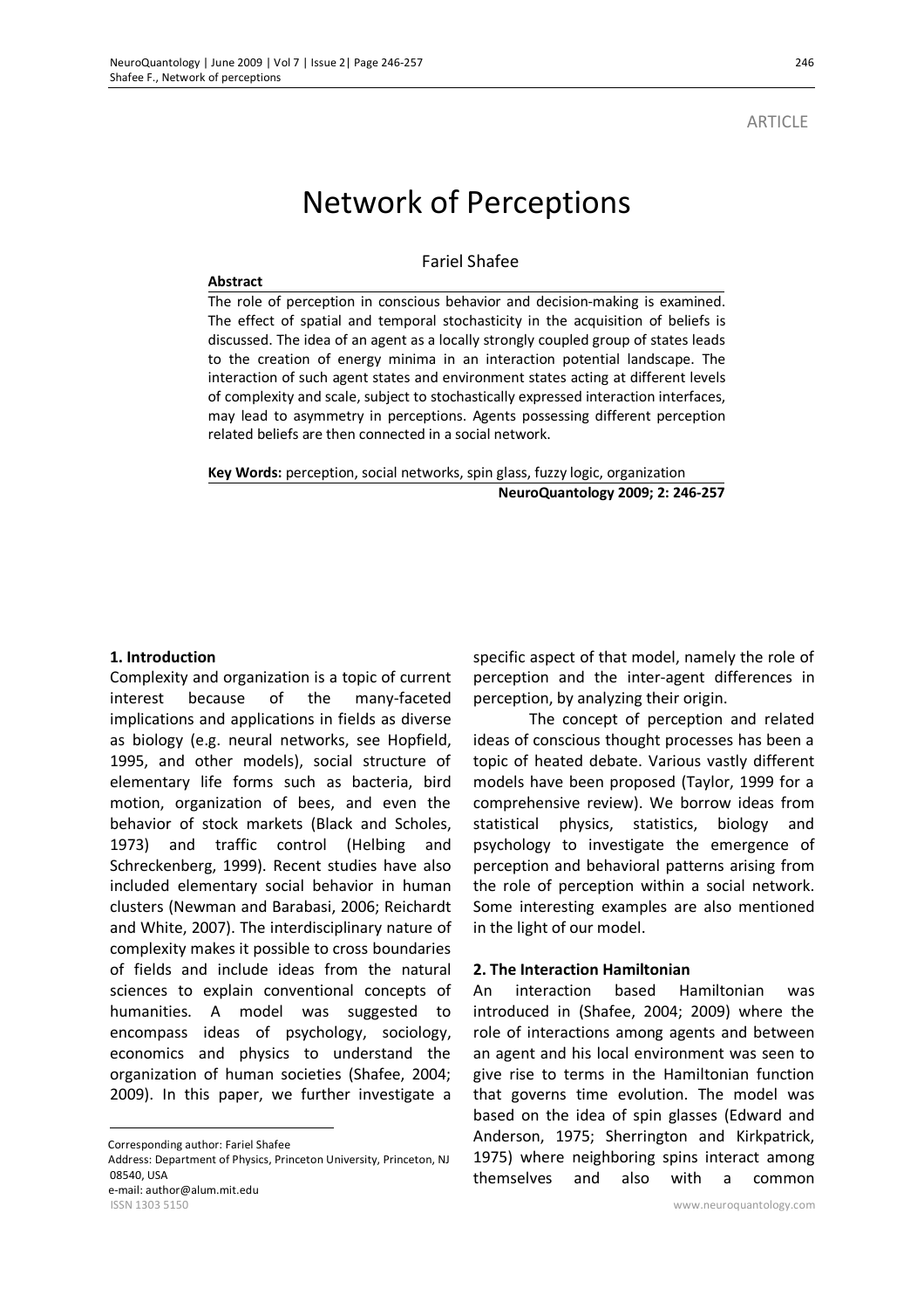ARTICLE

# Network of Perceptions

Fariel Shafee

**Abstract**

The role of perception in conscious behavior and decision-making is examined. The effect of spatial and temporal stochasticity in the acquisition of beliefs is discussed. The idea of an agent as a locally strongly coupled group of states leads to the creation of energy minima in an interaction potential landscape. The interaction of such agent states and environment states acting at different levels of complexity and scale, subject to stochastically expressed interaction interfaces, may lead to asymmetry in perceptions. Agents possessing different perception related beliefs are then connected in a social network.

**Key Words:** perception, social networks, spin glass, fuzzy logic, organization

**NeuroQuantology 2009; 2: 246-257**

## 1. Introduction

Complexity and organization is a topic of current interest because of the many-faceted implications and applications in fields as diverse as biology (e.g. neural networks, see Hopfield, 1995, and other models), social structure of elementary life forms such as bacteria, bird motion, organization of bees, and even the behavior of stock markets (Black and Scholes, 1973) and traffic control (Helbing and Schreckenberg, 1999). Recent studies have also included elementary social behavior in human clusters (Newman and Barabasi, 2006; Reichardt and White, 2007). The interdisciplinary nature of complexity makes it possible to cross boundaries of fields and include ideas from the natural sciences to explain conventional concepts of humanities. A model was suggested to encompass ideas of psychology, sociology, economics and physics to understand the organization of human societies (Shafee, 2004; 2009). In this paper, we further investigate a specific aspect of that model, namely the role of perception and the inter-agent differences in perception, by analyzing their origin.

The concept of perception and related ideas of conscious thought processes has been a topic of heated debate. Various vastly different models have been proposed (Taylor, 1999 for a comprehensive review). We borrow ideas from statistical physics, statistics, biology and psychology to investigate the emergence of perception and behavioral patterns arising from the role of perception within a social network. Some interesting examples are also mentioned in the light of our model.

## 2. The Interaction Hamiltonian

An interaction based Hamiltonian was introduced in (Shafee, 2004; 2009) where the role of interactions among agents and between an agent and his local environment was seen to give rise to terms in the Hamiltonian function that governs time evolution. The model was based on the idea of spin glasses (Edward and Anderson, 1975; Sherrington and Kirkpatrick, 1975) where neighboring spins interact among themselves and also with a common

Corresponding author: Fariel Shafee

Address: Department of Physics, Princeton University, Princeton, NJ 08540, USA

e-mail: author@alum.mit.edu

ISSN 1303 5150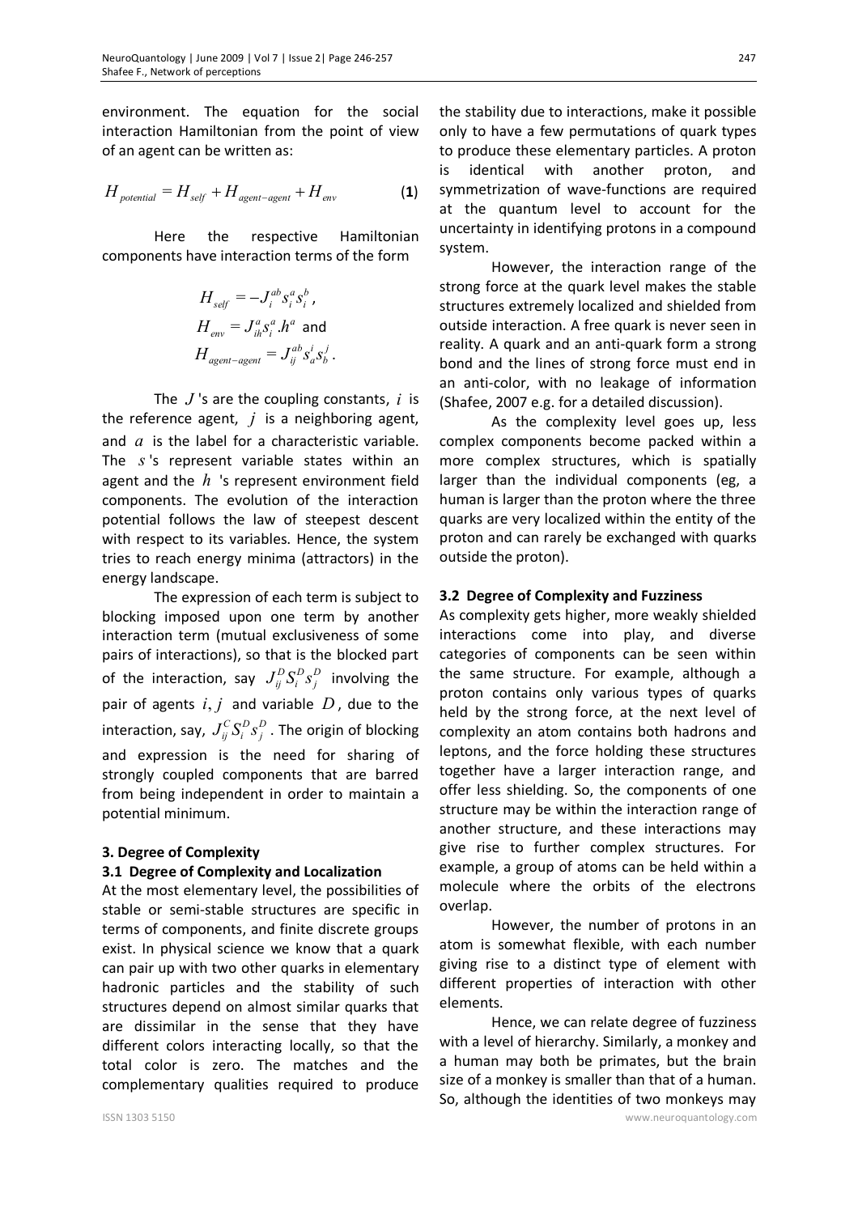environment. The equation for the social interaction Hamiltonian from the point of view of an agent can be written as:

$$H_{potential} = H_{self} + H_{agent-agent} + H_{env} \quad \textbf{(1)}$$

Here the respective Hamiltonian components have interaction terms of the form

$$H_{self} = -J_i^{ab} s_i^a s_i^b,$$
$$H_{env} = J_{ih}^a s_i^a . h^a \text{ and}$$
$$H_{agent-agent} = J_{ij}^{ab} s_a^i s_b^j .$$

The $J$ 's are the coupling constants, $i$ is the reference agent, $j$ is a neighboring agent, and $a$ is the label for a characteristic variable. The $s$ 's represent variable states within an agent and the $h$ 's represent environment field components. The evolution of the interaction potential follows the law of steepest descent with respect to its variables. Hence, the system tries to reach energy minima (attractors) in the energy landscape.

The expression of each term is subject to blocking imposed upon one term by another interaction term (mutual exclusiveness of some pairs of interactions), so that is the blocked part of the interaction, say $J_{ij}^D S_i^D s_j^D$ involving the pair of agents $i, j$ and variable $D$, due to the interaction, say, $J_{ij}^C S_i^D s_j^D$. The origin of blocking and expression is the need for sharing of strongly coupled components that are barred from being independent in order to maintain a potential minimum.

## 3. Degree of Complexity

### 3.1 Degree of Complexity and Localization

At the most elementary level, the possibilities of stable or semi-stable structures are specific in terms of components, and finite discrete groups exist. In physical science we know that a quark can pair up with two other quarks in elementary hadronic particles and the stability of such structures depend on almost similar quarks that are dissimilar in the sense that they have different colors interacting locally, so that the total color is zero. The matches and the complementary qualities required to produce the stability due to interactions, make it possible only to have a few permutations of quark types to produce these elementary particles. A proton is identical with another proton, and symmetrization of wave-functions are required at the quantum level to account for the uncertainty in identifying protons in a compound system.

However, the interaction range of the strong force at the quark level makes the stable structures extremely localized and shielded from outside interaction. A free quark is never seen in reality. A quark and an anti-quark form a strong bond and the lines of strong force must end in an anti-color, with no leakage of information (Shafee, 2007 e.g. for a detailed discussion).

As the complexity level goes up, less complex components become packed within a more complex structures, which is spatially larger than the individual components (eg, a human is larger than the proton where the three quarks are very localized within the entity of the proton and can rarely be exchanged with quarks outside the proton).

### 3.2 Degree of Complexity and Fuzziness

As complexity gets higher, more weakly shielded interactions come into play, and diverse categories of components can be seen within the same structure. For example, although a proton contains only various types of quarks held by the strong force, at the next level of complexity an atom contains both hadrons and leptons, and the force holding these structures together have a larger interaction range, and offer less shielding. So, the components of one structure may be within the interaction range of another structure, and these interactions may give rise to further complex structures. For example, a group of atoms can be held within a molecule where the orbits of the electrons overlap.

However, the number of protons in an atom is somewhat flexible, with each number giving rise to a distinct type of element with different properties of interaction with other elements.

Hence, we can relate degree of fuzziness with a level of hierarchy. Similarly, a monkey and a human may both be primates, but the brain size of a monkey is smaller than that of a human. So, although the identities of two monkeys may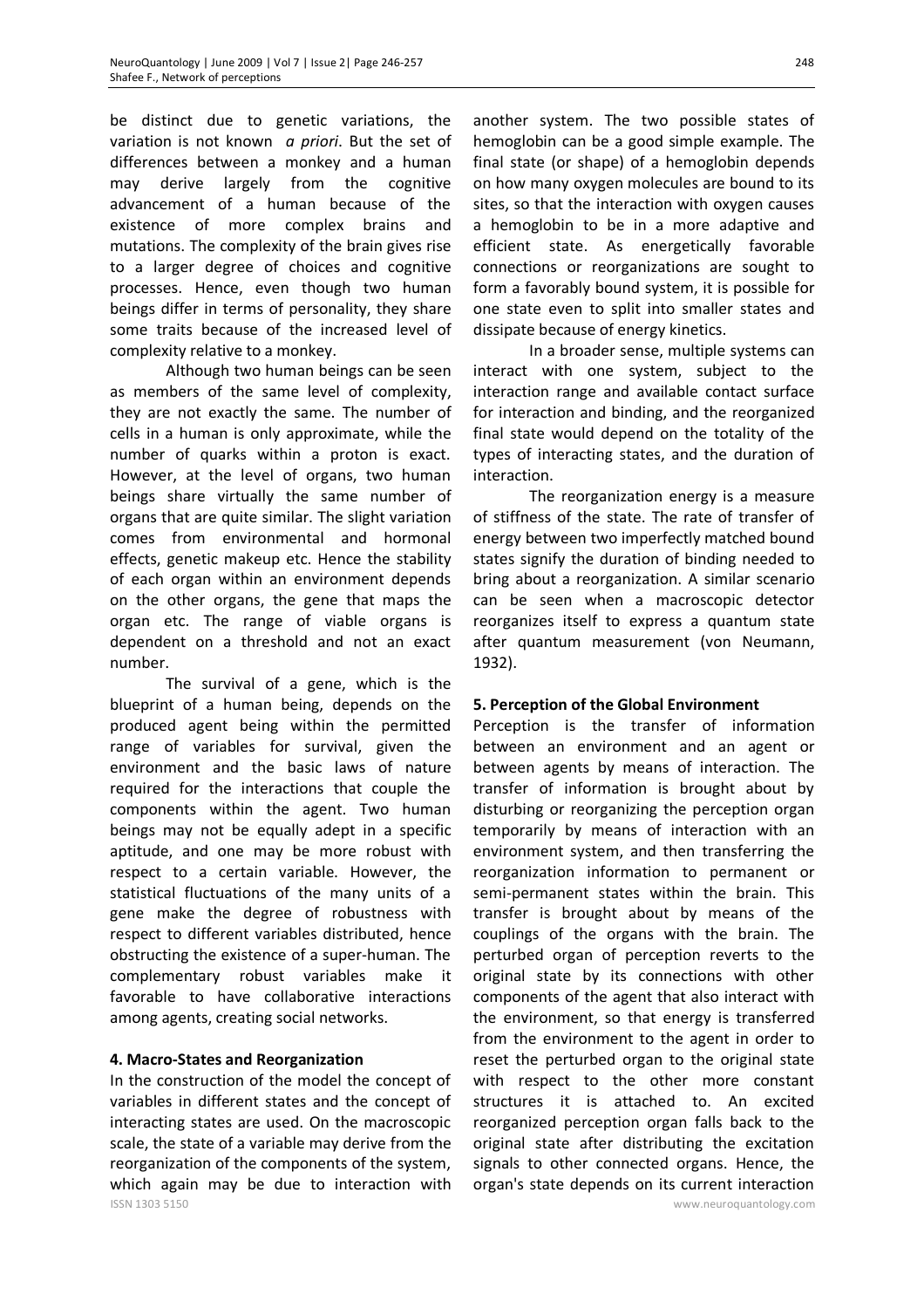be distinct due to genetic variations, the variation is not known *a priori*. But the set of differences between a monkey and a human may derive largely from the cognitive advancement of a human because of the existence of more complex brains and mutations. The complexity of the brain gives rise to a larger degree of choices and cognitive processes. Hence, even though two human beings differ in terms of personality, they share some traits because of the increased level of complexity relative to a monkey.

Although two human beings can be seen as members of the same level of complexity, they are not exactly the same. The number of cells in a human is only approximate, while the number of quarks within a proton is exact. However, at the level of organs, two human beings share virtually the same number of organs that are quite similar. The slight variation comes from environmental and hormonal effects, genetic makeup etc. Hence the stability of each organ within an environment depends on the other organs, the gene that maps the organ etc. The range of viable organs is dependent on a threshold and not an exact number.

The survival of a gene, which is the blueprint of a human being, depends on the produced agent being within the permitted range of variables for survival, given the environment and the basic laws of nature required for the interactions that couple the components within the agent. Two human beings may not be equally adept in a specific aptitude, and one may be more robust with respect to a certain variable. However, the statistical fluctuations of the many units of a gene make the degree of robustness with respect to different variables distributed, hence obstructing the existence of a super-human. The complementary robust variables make it favorable to have collaborative interactions among agents, creating social networks.

## 4. Macro-States and Reorganization

In the construction of the model the concept of variables in different states and the concept of interacting states are used. On the macroscopic scale, the state of a variable may derive from the reorganization of the components of the system, which again may be due to interaction with another system. The two possible states of hemoglobin can be a good simple example. The final state (or shape) of a hemoglobin depends on how many oxygen molecules are bound to its sites, so that the interaction with oxygen causes a hemoglobin to be in a more adaptive and efficient state. As energetically favorable connections or reorganizations are sought to form a favorably bound system, it is possible for one state even to split into smaller states and dissipate because of energy kinetics.

In a broader sense, multiple systems can interact with one system, subject to the interaction range and available contact surface for interaction and binding, and the reorganized final state would depend on the totality of the types of interacting states, and the duration of interaction.

The reorganization energy is a measure of stiffness of the state. The rate of transfer of energy between two imperfectly matched bound states signify the duration of binding needed to bring about a reorganization. A similar scenario can be seen when a macroscopic detector reorganizes itself to express a quantum state after quantum measurement (von Neumann, 1932).

## 5. Perception of the Global Environment

Perception is the transfer of information between an environment and an agent or between agents by means of interaction. The transfer of information is brought about by disturbing or reorganizing the perception organ temporarily by means of interaction with an environment system, and then transferring the reorganization information to permanent or semi-permanent states within the brain. This transfer is brought about by means of the couplings of the organs with the brain. The perturbed organ of perception reverts to the original state by its connections with other components of the agent that also interact with the environment, so that energy is transferred from the environment to the agent in order to reset the perturbed organ to the original state with respect to the other more constant structures it is attached to. An excited reorganized perception organ falls back to the original state after distributing the excitation signals to other connected organs. Hence, the organ's state depends on its current interaction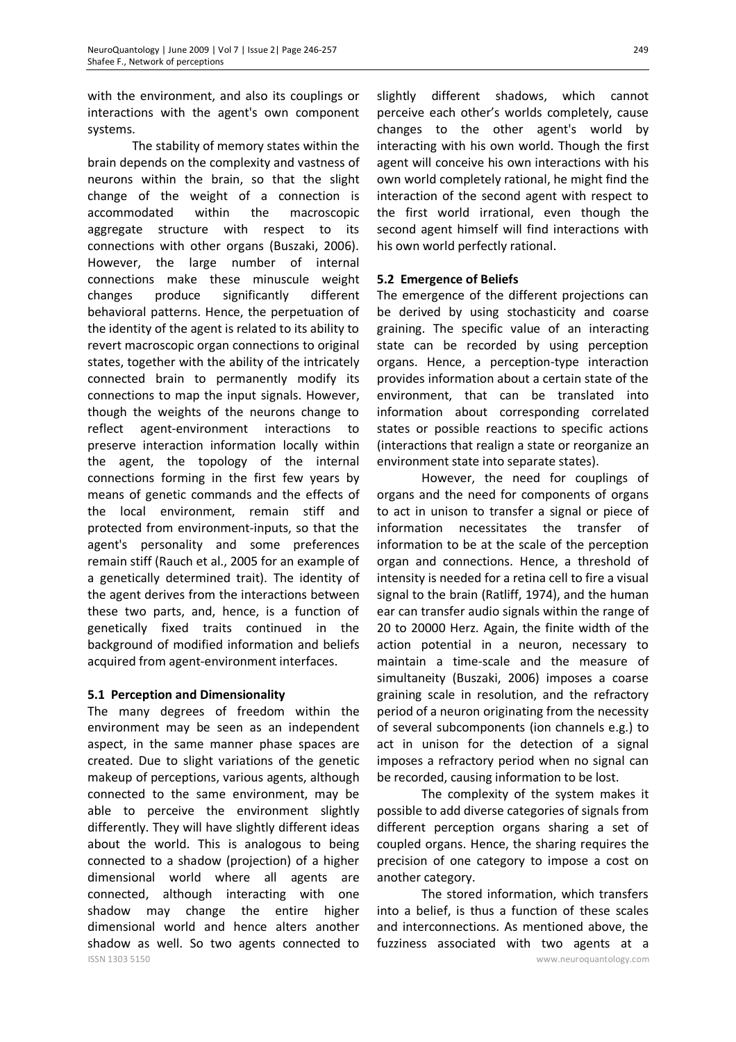with the environment, and also its couplings or interactions with the agent's own component systems.

The stability of memory states within the brain depends on the complexity and vastness of neurons within the brain, so that the slight change of the weight of a connection is accommodated within the macroscopic aggregate structure with respect to its connections with other organs (Buszaki, 2006). However, the large number of internal connections make these minuscule weight changes produce significantly different behavioral patterns. Hence, the perpetuation of the identity of the agent is related to its ability to revert macroscopic organ connections to original states, together with the ability of the intricately connected brain to permanently modify its connections to map the input signals. However, though the weights of the neurons change to reflect agent-environment interactions to preserve interaction information locally within the agent, the topology of the internal connections forming in the first few years by means of genetic commands and the effects of the local environment, remain stiff and protected from environment-inputs, so that the agent's personality and some preferences remain stiff (Rauch et al., 2005 for an example of a genetically determined trait). The identity of the agent derives from the interactions between these two parts, and, hence, is a function of genetically fixed traits continued in the background of modified information and beliefs acquired from agent-environment interfaces.

### 5.1 Perception and Dimensionality

The many degrees of freedom within the environment may be seen as an independent aspect, in the same manner phase spaces are created. Due to slight variations of the genetic makeup of perceptions, various agents, although connected to the same environment, may be able to perceive the environment slightly differently. They will have slightly different ideas about the world. This is analogous to being connected to a shadow (projection) of a higher dimensional world where all agents are connected, although interacting with one shadow may change the entire higher dimensional world and hence alters another shadow as well. So two agents connected to slightly different shadows, which cannot perceive each other's worlds completely, cause changes to the other agent's world by interacting with his own world. Though the first agent will conceive his own interactions with his own world completely rational, he might find the interaction of the second agent with respect to the first world irrational, even though the second agent himself will find interactions with his own world perfectly rational.

### 5.2 Emergence of Beliefs

The emergence of the different projections can be derived by using stochasticity and coarse graining. The specific value of an interacting state can be recorded by using perception organs. Hence, a perception-type interaction provides information about a certain state of the environment, that can be translated into information about corresponding correlated states or possible reactions to specific actions (interactions that realign a state or reorganize an environment state into separate states).

However, the need for couplings of organs and the need for components of organs to act in unison to transfer a signal or piece of information necessitates the transfer of information to be at the scale of the perception organ and connections. Hence, a threshold of intensity is needed for a retina cell to fire a visual signal to the brain (Ratliff, 1974), and the human ear can transfer audio signals within the range of 20 to 20000 Herz. Again, the finite width of the action potential in a neuron, necessary to maintain a time-scale and the measure of simultaneity (Buszaki, 2006) imposes a coarse graining scale in resolution, and the refractory period of a neuron originating from the necessity of several subcomponents (ion channels e.g.) to act in unison for the detection of a signal imposes a refractory period when no signal can be recorded, causing information to be lost.

The complexity of the system makes it possible to add diverse categories of signals from different perception organs sharing a set of coupled organs. Hence, the sharing requires the precision of one category to impose a cost on another category.

The stored information, which transfers into a belief, is thus a function of these scales and interconnections. As mentioned above, the fuzziness associated with two agents at a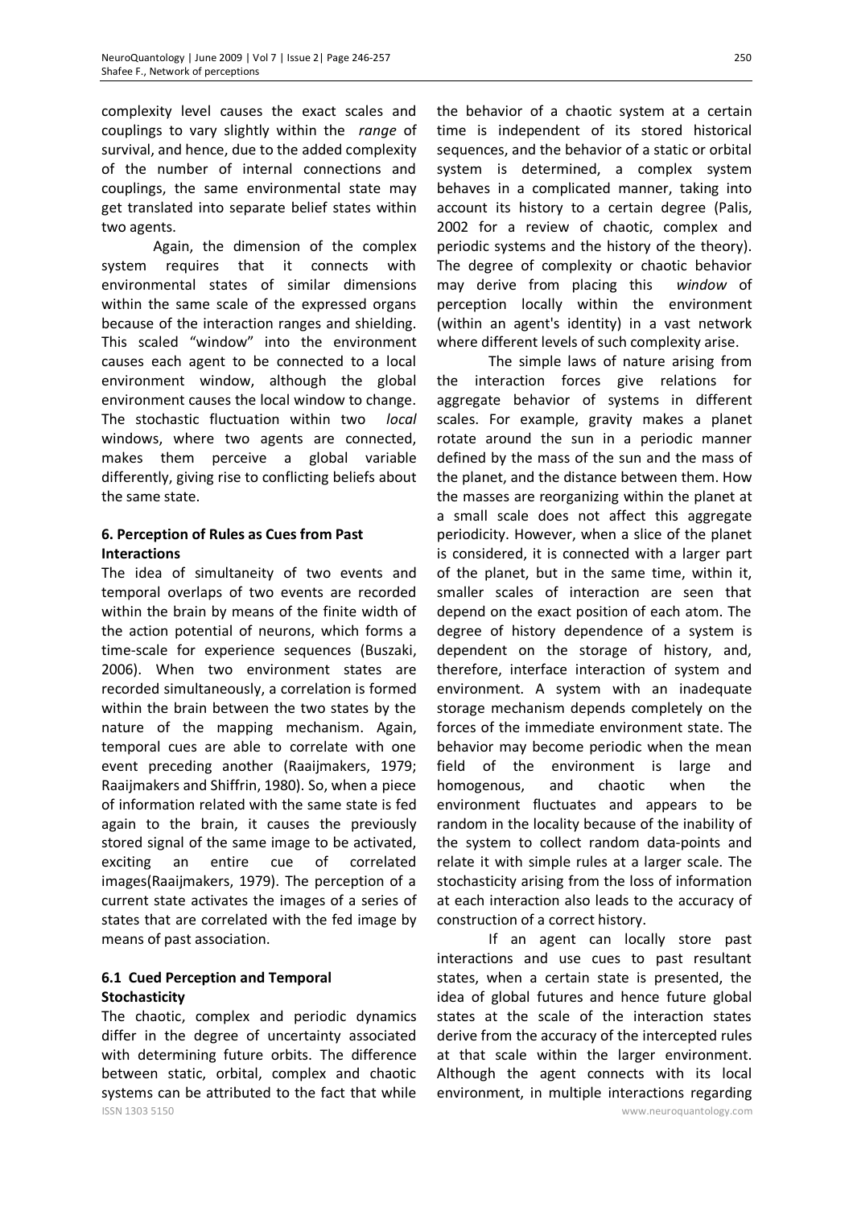complexity level causes the exact scales and couplings to vary slightly within the *range* of survival, and hence, due to the added complexity of the number of internal connections and couplings, the same environmental state may get translated into separate belief states within two agents.

Again, the dimension of the complex system requires that it connects with environmental states of similar dimensions within the same scale of the expressed organs because of the interaction ranges and shielding. This scaled "window" into the environment causes each agent to be connected to a local environment window, although the global environment causes the local window to change. The stochastic fluctuation within two *local* windows, where two agents are connected, makes them perceive a global variable differently, giving rise to conflicting beliefs about the same state.

## 6. Perception of Rules as Cues from Past Interactions

The idea of simultaneity of two events and temporal overlaps of two events are recorded within the brain by means of the finite width of the action potential of neurons, which forms a time-scale for experience sequences (Buszaki, 2006). When two environment states are recorded simultaneously, a correlation is formed within the brain between the two states by the nature of the mapping mechanism. Again, temporal cues are able to correlate with one event preceding another (Raaijmakers, 1979; Raaijmakers and Shiffrin, 1980). So, when a piece of information related with the same state is fed again to the brain, it causes the previously stored signal of the same image to be activated, exciting an entire cue of correlated images(Raaijmakers, 1979). The perception of a current state activates the images of a series of states that are correlated with the fed image by means of past association.

### 6.1 Cued Perception and Temporal Stochasticity

The chaotic, complex and periodic dynamics differ in the degree of uncertainty associated with determining future orbits. The difference between static, orbital, complex and chaotic systems can be attributed to the fact that while the behavior of a chaotic system at a certain time is independent of its stored historical sequences, and the behavior of a static or orbital system is determined, a complex system behaves in a complicated manner, taking into account its history to a certain degree (Palis, 2002 for a review of chaotic, complex and periodic systems and the history of the theory). The degree of complexity or chaotic behavior may derive from placing this *window* of perception locally within the environment (within an agent's identity) in a vast network where different levels of such complexity arise.

The simple laws of nature arising from the interaction forces give relations for aggregate behavior of systems in different scales. For example, gravity makes a planet rotate around the sun in a periodic manner defined by the mass of the sun and the mass of the planet, and the distance between them. How the masses are reorganizing within the planet at a small scale does not affect this aggregate periodicity. However, when a slice of the planet is considered, it is connected with a larger part of the planet, but in the same time, within it, smaller scales of interaction are seen that depend on the exact position of each atom. The degree of history dependence of a system is dependent on the storage of history, and, therefore, interface interaction of system and environment. A system with an inadequate storage mechanism depends completely on the forces of the immediate environment state. The behavior may become periodic when the mean field of the environment is large and homogenous, and chaotic when the environment fluctuates and appears to be random in the locality because of the inability of the system to collect random data-points and relate it with simple rules at a larger scale. The stochasticity arising from the loss of information at each interaction also leads to the accuracy of construction of a correct history.

If an agent can locally store past interactions and use cues to past resultant states, when a certain state is presented, the idea of global futures and hence future global states at the scale of the interaction states derive from the accuracy of the intercepted rules at that scale within the larger environment. Although the agent connects with its local environment, in multiple interactions regarding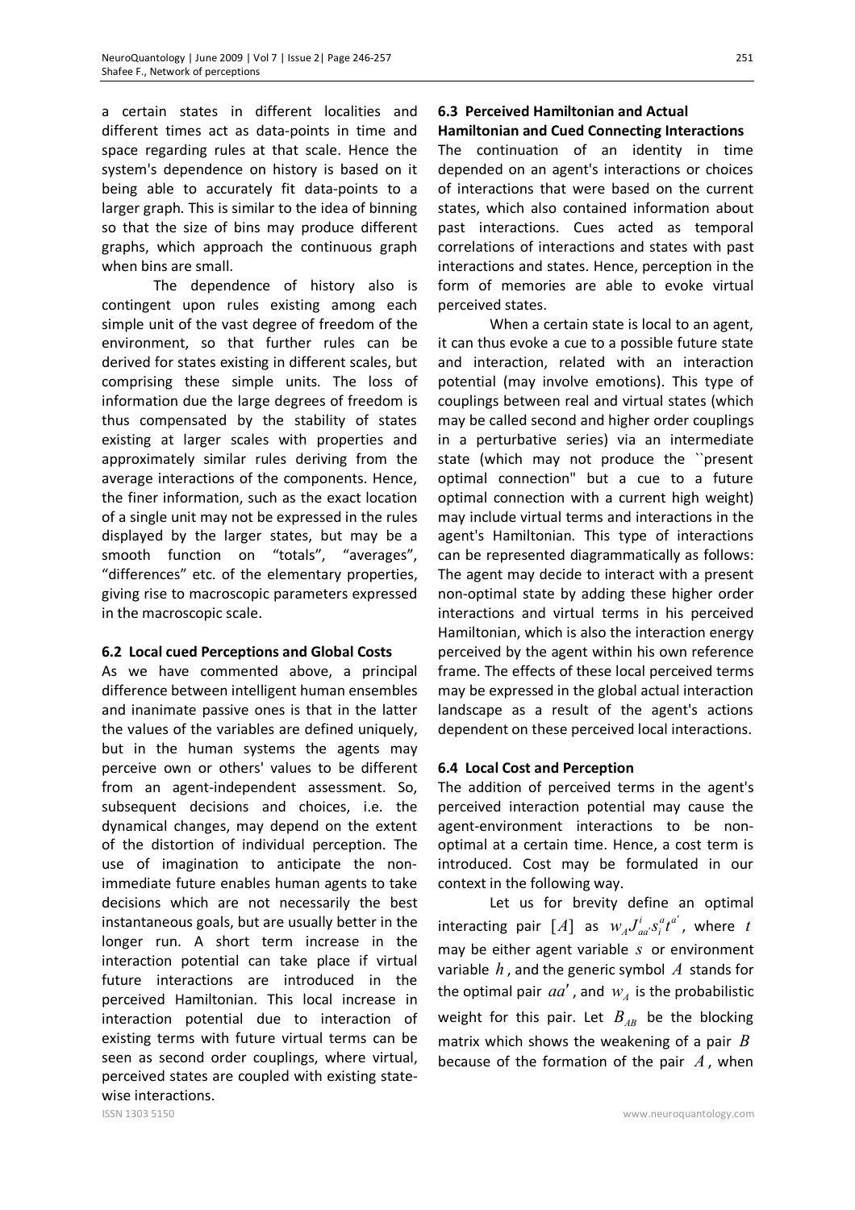a certain states in different localities and different times act as data-points in time and space regarding rules at that scale. Hence the system's dependence on history is based on it being able to accurately fit data-points to a larger graph. This is similar to the idea of binning so that the size of bins may produce different graphs, which approach the continuous graph when bins are small.

The dependence of history also is contingent upon rules existing among each simple unit of the vast degree of freedom of the environment, so that further rules can be derived for states existing in different scales, but comprising these simple units. The loss of information due the large degrees of freedom is thus compensated by the stability of states existing at larger scales with properties and approximately similar rules deriving from the average interactions of the components. Hence, the finer information, such as the exact location of a single unit may not be expressed in the rules displayed by the larger states, but may be a smooth function on "totals", "averages", "differences" etc. of the elementary properties, giving rise to macroscopic parameters expressed in the macroscopic scale.

### 6.2 Local cued Perceptions and Global Costs

As we have commented above, a principal difference between intelligent human ensembles and inanimate passive ones is that in the latter the values of the variables are defined uniquely, but in the human systems the agents may perceive own or others' values to be different from an agent-independent assessment. So, subsequent decisions and choices, i.e. the dynamical changes, may depend on the extent of the distortion of individual perception. The use of imagination to anticipate the non-immediate future enables human agents to take decisions which are not necessarily the best instantaneous goals, but are usually better in the longer run. A short term increase in the interaction potential can take place if virtual future interactions are introduced in the perceived Hamiltonian. This local increase in interaction potential due to interaction of existing terms with future virtual terms can be seen as second order couplings, where virtual, perceived states are coupled with existing state-wise interactions.

### 6.3 Perceived Hamiltonian and Actual Hamiltonian and Cued Connecting Interactions

The continuation of an identity in time depended on an agent's interactions or choices of interactions that were based on the current states, which also contained information about past interactions. Cues acted as temporal correlations of interactions and states with past interactions and states. Hence, perception in the form of memories are able to evoke virtual perceived states.

When a certain state is local to an agent, it can thus evoke a cue to a possible future state and interaction, related with an interaction potential (may involve emotions). This type of couplings between real and virtual states (which may be called second and higher order couplings in a perturbative series) via an intermediate state (which may not produce the ``present optimal connection" but a cue to a future optimal connection with a current high weight) may include virtual terms and interactions in the agent's Hamiltonian. This type of interactions can be represented diagrammatically as follows: The agent may decide to interact with a present non-optimal state by adding these higher order interactions and virtual terms in his perceived Hamiltonian, which is also the interaction energy perceived by the agent within his own reference frame. The effects of these local perceived terms may be expressed in the global actual interaction landscape as a result of the agent's actions dependent on these perceived local interactions.

### 6.4 Local Cost and Perception

The addition of perceived terms in the agent's perceived interaction potential may cause the agent-environment interactions to be non-optimal at a certain time. Hence, a cost term is introduced. Cost may be formulated in our context in the following way.

Let us for brevity define an optimal interacting pair $[A]$ as $w_A J^i_{aa'} s^a_i t^{a'}$, where $t$ may be either agent variable $s$ or environment variable $h$, and the generic symbol $A$ stands for the optimal pair $aa'$, and $w_A$ is the probabilistic weight for this pair. Let $B_{AB}$ be the blocking matrix which shows the weakening of a pair $B$ because of the formation of the pair $A$, when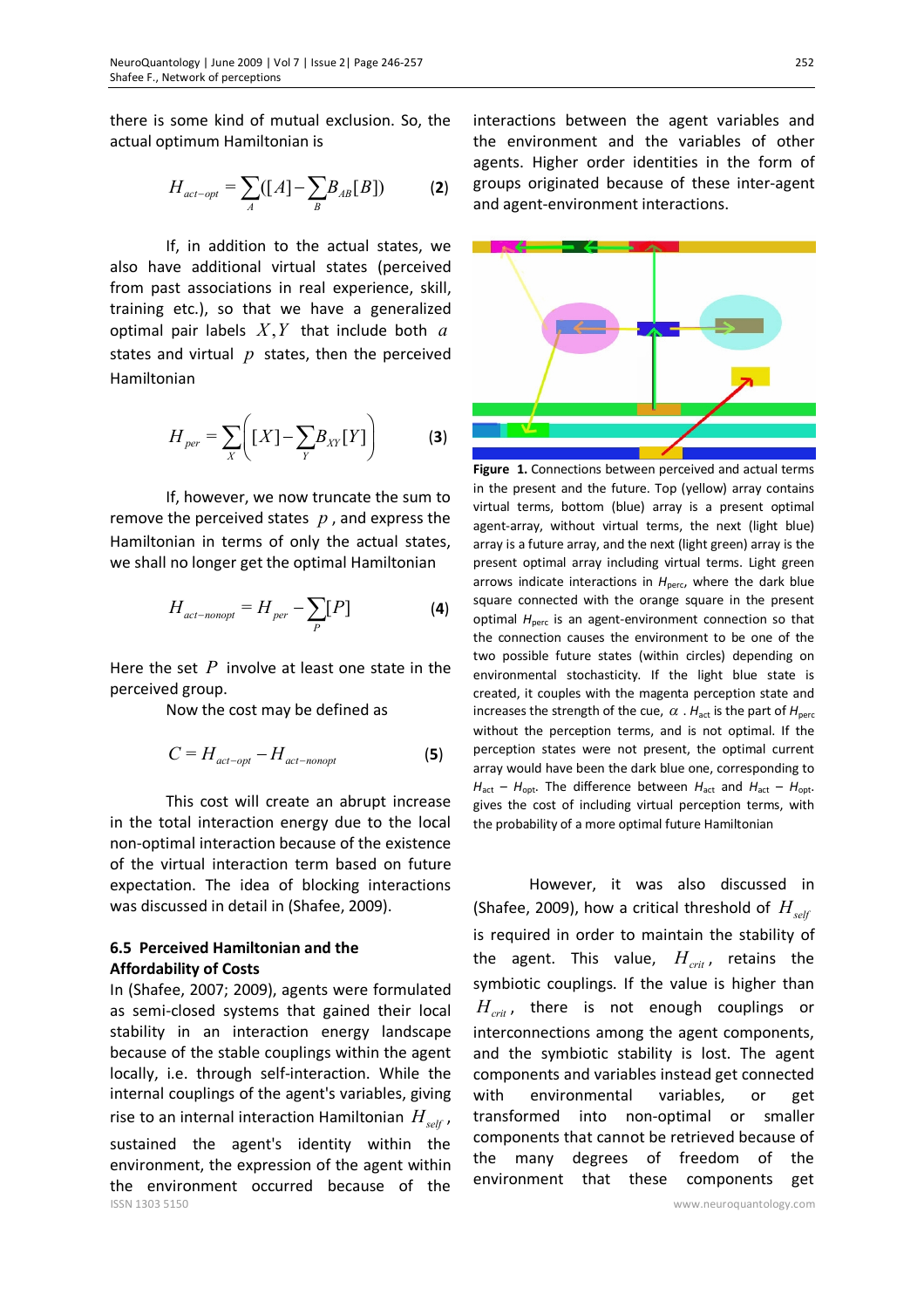there is some kind of mutual exclusion. So, the actual optimum Hamiltonian is

$$H_{act-opt} = \sum_{A}([A] - \sum_{B} B_{AB}[B]) \qquad (2)$$

If, in addition to the actual states, we also have additional virtual states (perceived from past associations in real experience, skill, training etc.), so that we have a generalized optimal pair labels $X, Y$ that include both $a$ states and virtual $p$ states, then the perceived Hamiltonian

$$H_{per} = \sum_{X}\left([X] - \sum_{Y} B_{XY}[Y]\right) \qquad (3)$$

If, however, we now truncate the sum to remove the perceived states $p$, and express the Hamiltonian in terms of only the actual states, we shall no longer get the optimal Hamiltonian

$$H_{act-nonopt} = H_{per} - \sum_{P}[P] \qquad (4)$$

Here the set $P$ involve at least one state in the perceived group.

Now the cost may be defined as

$$C = H_{act-opt} - H_{act-nonopt} \qquad (5)$$

This cost will create an abrupt increase in the total interaction energy due to the local non-optimal interaction because of the existence of the virtual interaction term based on future expectation. The idea of blocking interactions was discussed in detail in (Shafee, 2009).

### 6.5 Perceived Hamiltonian and the Affordability of Costs

In (Shafee, 2007; 2009), agents were formulated as semi-closed systems that gained their local stability in an interaction energy landscape because of the stable couplings within the agent locally, i.e. through self-interaction. While the internal couplings of the agent's variables, giving rise to an internal interaction Hamiltonian $H_{self}$, sustained the agent's identity within the environment, the expression of the agent within the environment occurred because of the interactions between the agent variables and the environment and the variables of other agents. Higher order identities in the form of groups originated because of these inter-agent and agent-environment interactions.

**Figure 1.** Connections between perceived and actual terms in the present and the future. Top (yellow) array contains virtual terms, bottom (blue) array is a present optimal agent-array, without virtual terms, the next (light blue) array is a future array, and the next (light green) array is the present optimal array including virtual terms. Light green arrows indicate interactions in $H_{perc}$, where the dark blue square connected with the orange square in the present optimal $H_{perc}$ is an agent-environment connection so that the connection causes the environment to be one of the two possible future states (within circles) depending on environmental stochasticity. If the light blue state is created, it couples with the magenta perception state and increases the strength of the cue, $\alpha$ . $H_{act}$ is the part of $H_{perc}$ without the perception terms, and is not optimal. If the perception states were not present, the optimal current array would have been the dark blue one, corresponding to $H_{act} - H_{opt}$. The difference between $H_{act}$ and $H_{act} - H_{opt}$. gives the cost of including virtual perception terms, with the probability of a more optimal future Hamiltonian

However, it was also discussed in (Shafee, 2009), how a critical threshold of $H_{self}$ is required in order to maintain the stability of the agent. This value, $H_{crit}$, retains the symbiotic couplings. If the value is higher than $H_{crit}$, there is not enough couplings or interconnections among the agent components, and the symbiotic stability is lost. The agent components and variables instead get connected with environmental variables, or get transformed into non-optimal or smaller components that cannot be retrieved because of the many degrees of freedom of the environment that these components get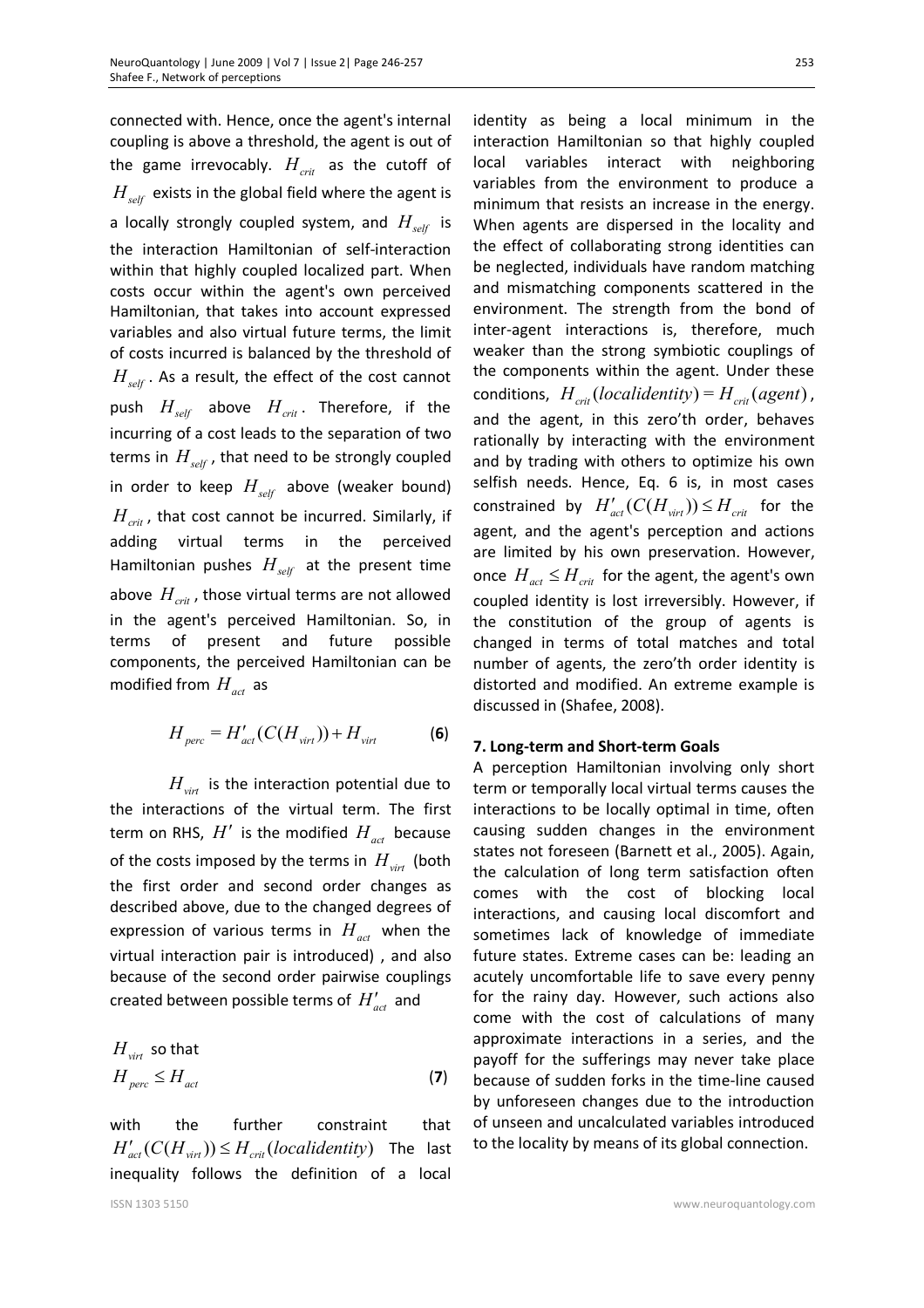connected with. Hence, once the agent's internal coupling is above a threshold, the agent is out of the game irrevocably. $H_{crit}$ as the cutoff of $H_{self}$ exists in the global field where the agent is a locally strongly coupled system, and $H_{self}$ is the interaction Hamiltonian of self-interaction within that highly coupled localized part. When costs occur within the agent's own perceived Hamiltonian, that takes into account expressed variables and also virtual future terms, the limit of costs incurred is balanced by the threshold of $H_{self}$. As a result, the effect of the cost cannot push $H_{self}$ above $H_{crit}$. Therefore, if the incurring of a cost leads to the separation of two terms in $H_{self}$, that need to be strongly coupled in order to keep $H_{self}$ above (weaker bound) $H_{crit}$, that cost cannot be incurred. Similarly, if adding virtual terms in the perceived Hamiltonian pushes $H_{self}$ at the present time above $H_{crit}$, those virtual terms are not allowed in the agent's perceived Hamiltonian. So, in terms of present and future possible components, the perceived Hamiltonian can be modified from $H_{act}$ as

$$H_{perc} = H'_{act}(C(H_{virt})) + H_{virt} \quad \textbf{(6)}$$

$H_{virt}$ is the interaction potential due to the interactions of the virtual term. The first term on RHS, $H'$ is the modified $H_{act}$ because of the costs imposed by the terms in $H_{virt}$ (both the first order and second order changes as described above, due to the changed degrees of expression of various terms in $H_{act}$ when the virtual interaction pair is introduced) , and also because of the second order pairwise couplings created between possible terms of $H'_{act}$ and $H_{virt}$ so that

$$H_{perc} \leq H_{act} \quad \textbf{(7)}$$

with the further constraint that $H'_{act}(C(H_{virt})) \leq H_{crit}(localidentity)$ The last inequality follows the definition of a local identity as being a local minimum in the interaction Hamiltonian so that highly coupled local variables interact with neighboring variables from the environment to produce a minimum that resists an increase in the energy. When agents are dispersed in the locality and the effect of collaborating strong identities can be neglected, individuals have random matching and mismatching components scattered in the environment. The strength from the bond of inter-agent interactions is, therefore, much weaker than the strong symbiotic couplings of the components within the agent. Under these conditions, $H_{crit}(localidentity) = H_{crit}(agent)$, and the agent, in this zero'th order, behaves rationally by interacting with the environment and by trading with others to optimize his own selfish needs. Hence, Eq. 6 is, in most cases constrained by $H'_{act}(C(H_{virt})) \leq H_{crit}$ for the agent, and the agent's perception and actions are limited by his own preservation. However, once $H_{act} \leq H_{crit}$ for the agent, the agent's own coupled identity is lost irreversibly. However, if the constitution of the group of agents is changed in terms of total matches and total number of agents, the zero'th order identity is distorted and modified. An extreme example is discussed in (Shafee, 2008).

## 7. Long-term and Short-term Goals

A perception Hamiltonian involving only short term or temporally local virtual terms causes the interactions to be locally optimal in time, often causing sudden changes in the environment states not foreseen (Barnett et al., 2005). Again, the calculation of long term satisfaction often comes with the cost of blocking local interactions, and causing local discomfort and sometimes lack of knowledge of immediate future states. Extreme cases can be: leading an acutely uncomfortable life to save every penny for the rainy day. However, such actions also come with the cost of calculations of many approximate interactions in a series, and the payoff for the sufferings may never take place because of sudden forks in the time-line caused by unforeseen changes due to the introduction of unseen and uncalculated variables introduced to the locality by means of its global connection.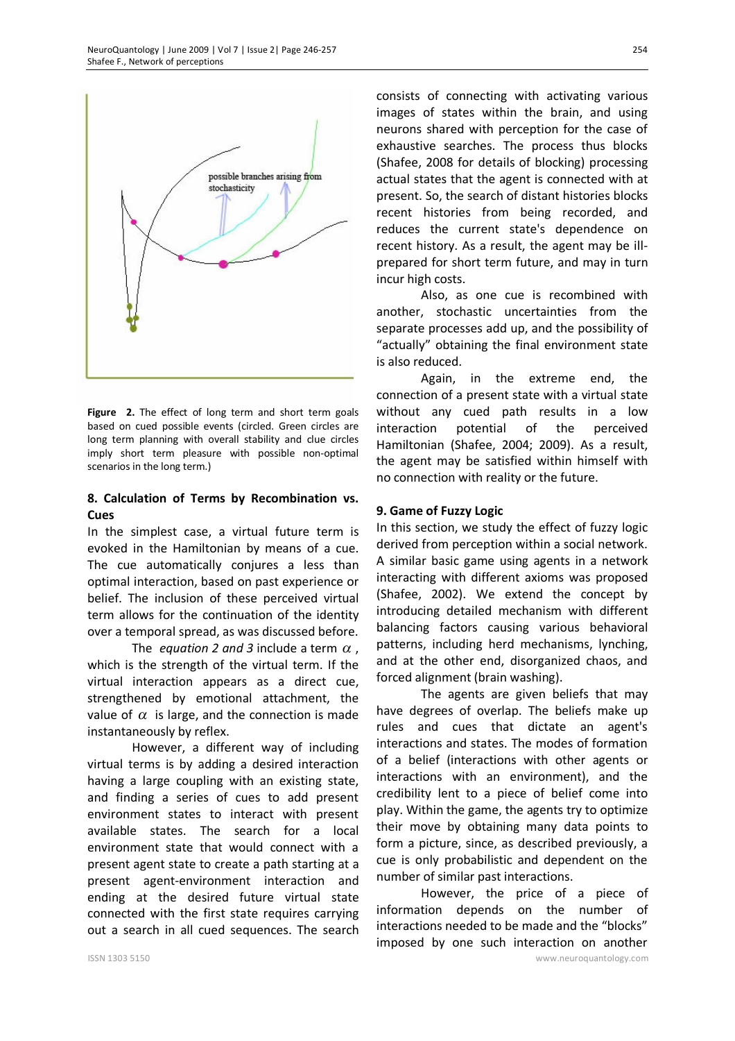possible branches arising from stochasticity

**Figure 2.** The effect of long term and short term goals based on cued possible events (circled. Green circles are long term planning with overall stability and clue circles imply short term pleasure with possible non-optimal scenarios in the long term.)

## 8. Calculation of Terms by Recombination vs. Cues

In the simplest case, a virtual future term is evoked in the Hamiltonian by means of a cue. The cue automatically conjures a less than optimal interaction, based on past experience or belief. The inclusion of these perceived virtual term allows for the continuation of the identity over a temporal spread, as was discussed before.

The *equation 2 and 3* include a term $\alpha$, which is the strength of the virtual term. If the virtual interaction appears as a direct cue, strengthened by emotional attachment, the value of $\alpha$ is large, and the connection is made instantaneously by reflex.

However, a different way of including virtual terms is by adding a desired interaction having a large coupling with an existing state, and finding a series of cues to add present environment states to interact with present available states. The search for a local environment state that would connect with a present agent state to create a path starting at a present agent-environment interaction and ending at the desired future virtual state connected with the first state requires carrying out a search in all cued sequences. The search consists of connecting with activating various images of states within the brain, and using neurons shared with perception for the case of exhaustive searches. The process thus blocks (Shafee, 2008 for details of blocking) processing actual states that the agent is connected with at present. So, the search of distant histories blocks recent histories from being recorded, and reduces the current state's dependence on recent history. As a result, the agent may be ill-prepared for short term future, and may in turn incur high costs.

Also, as one cue is recombined with another, stochastic uncertainties from the separate processes add up, and the possibility of "actually" obtaining the final environment state is also reduced.

Again, in the extreme end, the connection of a present state with a virtual state without any cued path results in a low interaction potential of the perceived Hamiltonian (Shafee, 2004; 2009). As a result, the agent may be satisfied within himself with no connection with reality or the future.

## 9. Game of Fuzzy Logic

In this section, we study the effect of fuzzy logic derived from perception within a social network. A similar basic game using agents in a network interacting with different axioms was proposed (Shafee, 2002). We extend the concept by introducing detailed mechanism with different balancing factors causing various behavioral patterns, including herd mechanisms, lynching, and at the other end, disorganized chaos, and forced alignment (brain washing).

The agents are given beliefs that may have degrees of overlap. The beliefs make up rules and cues that dictate an agent's interactions and states. The modes of formation of a belief (interactions with other agents or interactions with an environment), and the credibility lent to a piece of belief come into play. Within the game, the agents try to optimize their move by obtaining many data points to form a picture, since, as described previously, a cue is only probabilistic and dependent on the number of similar past interactions.

However, the price of a piece of information depends on the number of interactions needed to be made and the "blocks" imposed by one such interaction on another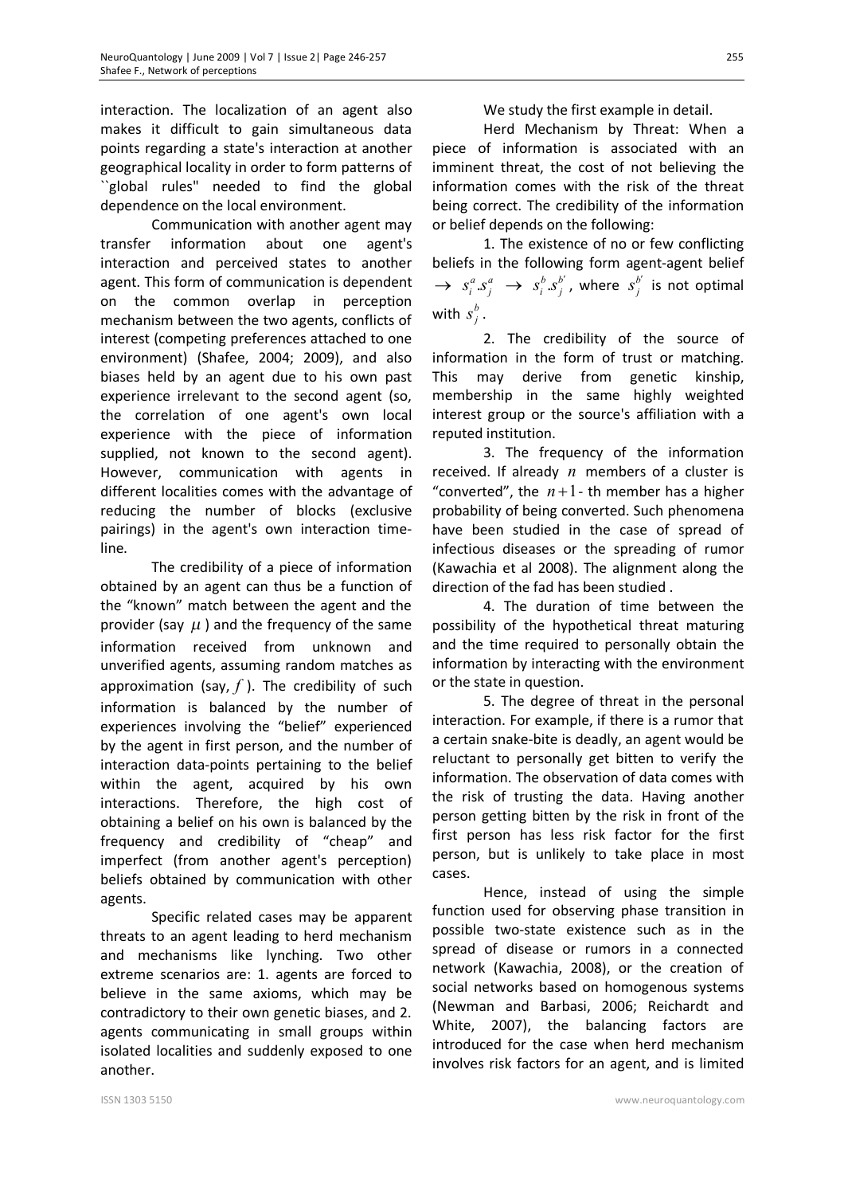interaction. The localization of an agent also makes it difficult to gain simultaneous data points regarding a state's interaction at another geographical locality in order to form patterns of ``global rules" needed to find the global dependence on the local environment.

Communication with another agent may transfer information about one agent's interaction and perceived states to another agent. This form of communication is dependent on the common overlap in perception mechanism between the two agents, conflicts of interest (competing preferences attached to one environment) (Shafee, 2004; 2009), and also biases held by an agent due to his own past experience irrelevant to the second agent (so, the correlation of one agent's own local experience with the piece of information supplied, not known to the second agent). However, communication with agents in different localities comes with the advantage of reducing the number of blocks (exclusive pairings) in the agent's own interaction time-line.

The credibility of a piece of information obtained by an agent can thus be a function of the "known" match between the agent and the provider (say $\mu$) and the frequency of the same information received from unknown and unverified agents, assuming random matches as approximation (say, $f$). The credibility of such information is balanced by the number of experiences involving the "belief" experienced by the agent in first person, and the number of interaction data-points pertaining to the belief within the agent, acquired by his own interactions. Therefore, the high cost of obtaining a belief on his own is balanced by the frequency and credibility of "cheap" and imperfect (from another agent's perception) beliefs obtained by communication with other agents.

Specific related cases may be apparent threats to an agent leading to herd mechanism and mechanisms like lynching. Two other extreme scenarios are: 1. agents are forced to believe in the same axioms, which may be contradictory to their own genetic biases, and 2. agents communicating in small groups within isolated localities and suddenly exposed to one another.

We study the first example in detail.

Herd Mechanism by Threat: When a piece of information is associated with an imminent threat, the cost of not believing the information comes with the risk of the threat being correct. The credibility of the information or belief depends on the following:

1. The existence of no or few conflicting beliefs in the following form agent-agent belief $\rightarrow\ s_i^a.s_j^a\ \rightarrow\ s_i^b.s_j^{b'}$, where $s_j^{b'}$ is not optimal with $s_j^b$.

2. The credibility of the source of information in the form of trust or matching. This may derive from genetic kinship, membership in the same highly weighted interest group or the source's affiliation with a reputed institution.

3. The frequency of the information received. If already $n$ members of a cluster is "converted", the $n+1$- th member has a higher probability of being converted. Such phenomena have been studied in the case of spread of infectious diseases or the spreading of rumor (Kawachia et al 2008). The alignment along the direction of the fad has been studied .

4. The duration of time between the possibility of the hypothetical threat maturing and the time required to personally obtain the information by interacting with the environment or the state in question.

5. The degree of threat in the personal interaction. For example, if there is a rumor that a certain snake-bite is deadly, an agent would be reluctant to personally get bitten to verify the information. The observation of data comes with the risk of trusting the data. Having another person getting bitten by the risk in front of the first person has less risk factor for the first person, but is unlikely to take place in most cases.

Hence, instead of using the simple function used for observing phase transition in possible two-state existence such as in the spread of disease or rumors in a connected network (Kawachia, 2008), or the creation of social networks based on homogenous systems (Newman and Barbasi, 2006; Reichardt and White, 2007), the balancing factors are introduced for the case when herd mechanism involves risk factors for an agent, and is limited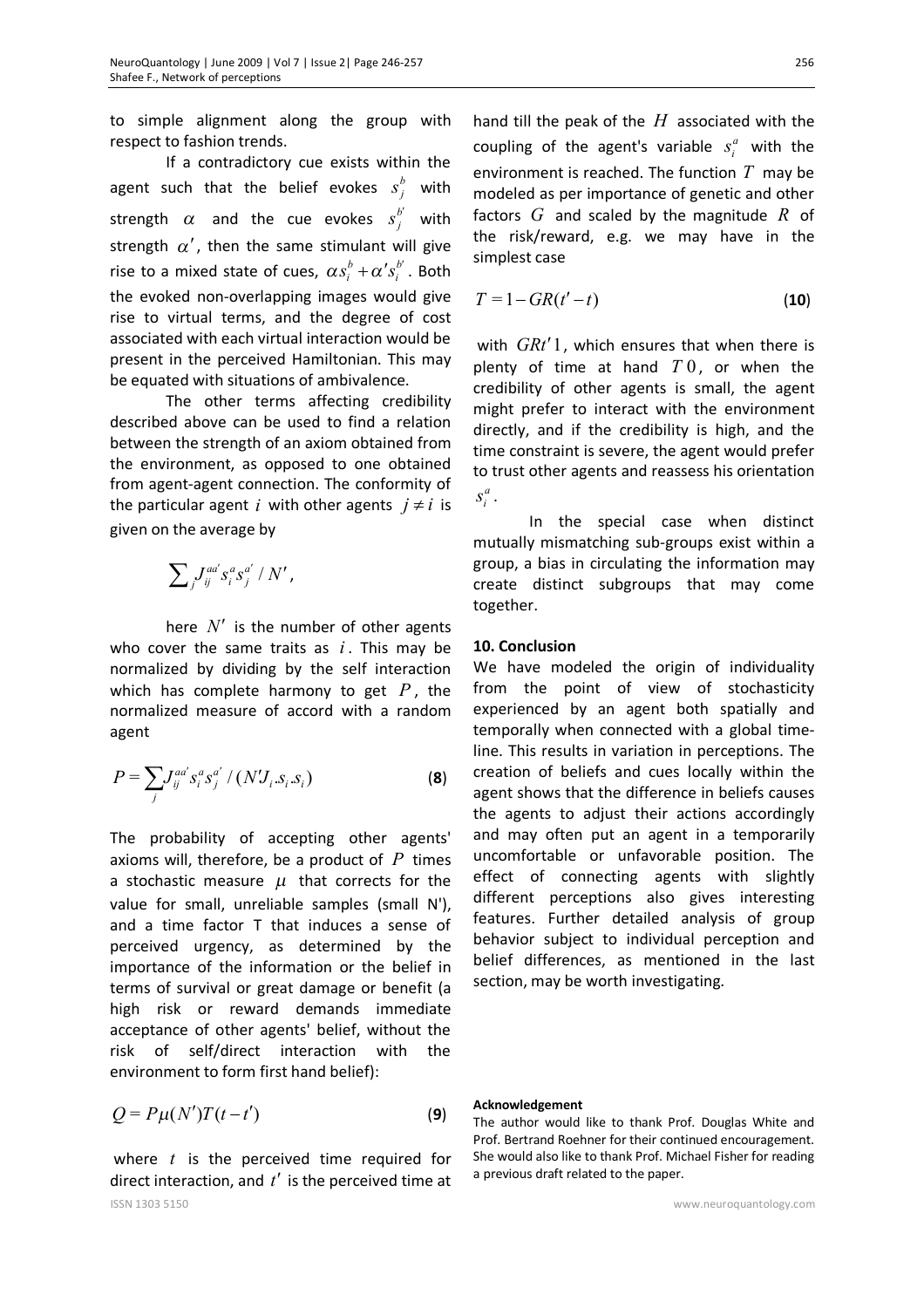to simple alignment along the group with respect to fashion trends.

If a contradictory cue exists within the agent such that the belief evokes $s_j^b$ with strength $\alpha$ and the cue evokes $s_j^{b'}$ with strength $\alpha'$, then the same stimulant will give rise to a mixed state of cues, $\alpha s_i^b + \alpha' s_i^{b'}$. Both the evoked non-overlapping images would give rise to virtual terms, and the degree of cost associated with each virtual interaction would be present in the perceived Hamiltonian. This may be equated with situations of ambivalence.

The other terms affecting credibility described above can be used to find a relation between the strength of an axiom obtained from the environment, as opposed to one obtained from agent-agent connection. The conformity of the particular agent $i$ with other agents $j \neq i$ is given on the average by

$$\sum_j J_{ij}^{aa'} s_i^a s_j^{a'} / N',$$

here $N'$ is the number of other agents who cover the same traits as $i$. This may be normalized by dividing by the self interaction which has complete harmony to get $P$, the normalized measure of accord with a random agent

$$P = \sum_j J_{ij}^{aa'} s_i^a s_j^{a'} / (N' J_i . s_i . s_i) \quad \textbf{(8)}$$

The probability of accepting other agents' axioms will, therefore, be a product of $P$ times a stochastic measure $\mu$ that corrects for the value for small, unreliable samples (small N'), and a time factor T that induces a sense of perceived urgency, as determined by the importance of the information or the belief in terms of survival or great damage or benefit (a high risk or reward demands immediate acceptance of other agents' belief, without the risk of self/direct interaction with the environment to form first hand belief):

$$Q = P\mu(N')T(t - t') \quad \textbf{(9)}$$

where $t$ is the perceived time required for direct interaction, and $t'$ is the perceived time at hand till the peak of the $H$ associated with the coupling of the agent's variable $s_i^a$ with the environment is reached. The function $T$ may be modeled as per importance of genetic and other factors $G$ and scaled by the magnitude $R$ of the risk/reward, e.g. we may have in the simplest case

$$T = 1 - GR(t' - t) \quad \textbf{(10)}$$

with $GRt'1$, which ensures that when there is plenty of time at hand $T0$, or when the credibility of other agents is small, the agent might prefer to interact with the environment directly, and if the credibility is high, and the time constraint is severe, the agent would prefer to trust other agents and reassess his orientation $s_i^a$.

In the special case when distinct mutually mismatching sub-groups exist within a group, a bias in circulating the information may create distinct subgroups that may come together.

## 10. Conclusion

We have modeled the origin of individuality from the point of view of stochasticity experienced by an agent both spatially and temporally when connected with a global time-line. This results in variation in perceptions. The creation of beliefs and cues locally within the agent shows that the difference in beliefs causes the agents to adjust their actions accordingly and may often put an agent in a temporarily uncomfortable or unfavorable position. The effect of connecting agents with slightly different perceptions also gives interesting features. Further detailed analysis of group behavior subject to individual perception and belief differences, as mentioned in the last section, may be worth investigating.

**Acknowledgement**

The author would like to thank Prof. Douglas White and Prof. Bertrand Roehner for their continued encouragement. She would also like to thank Prof. Michael Fisher for reading a previous draft related to the paper.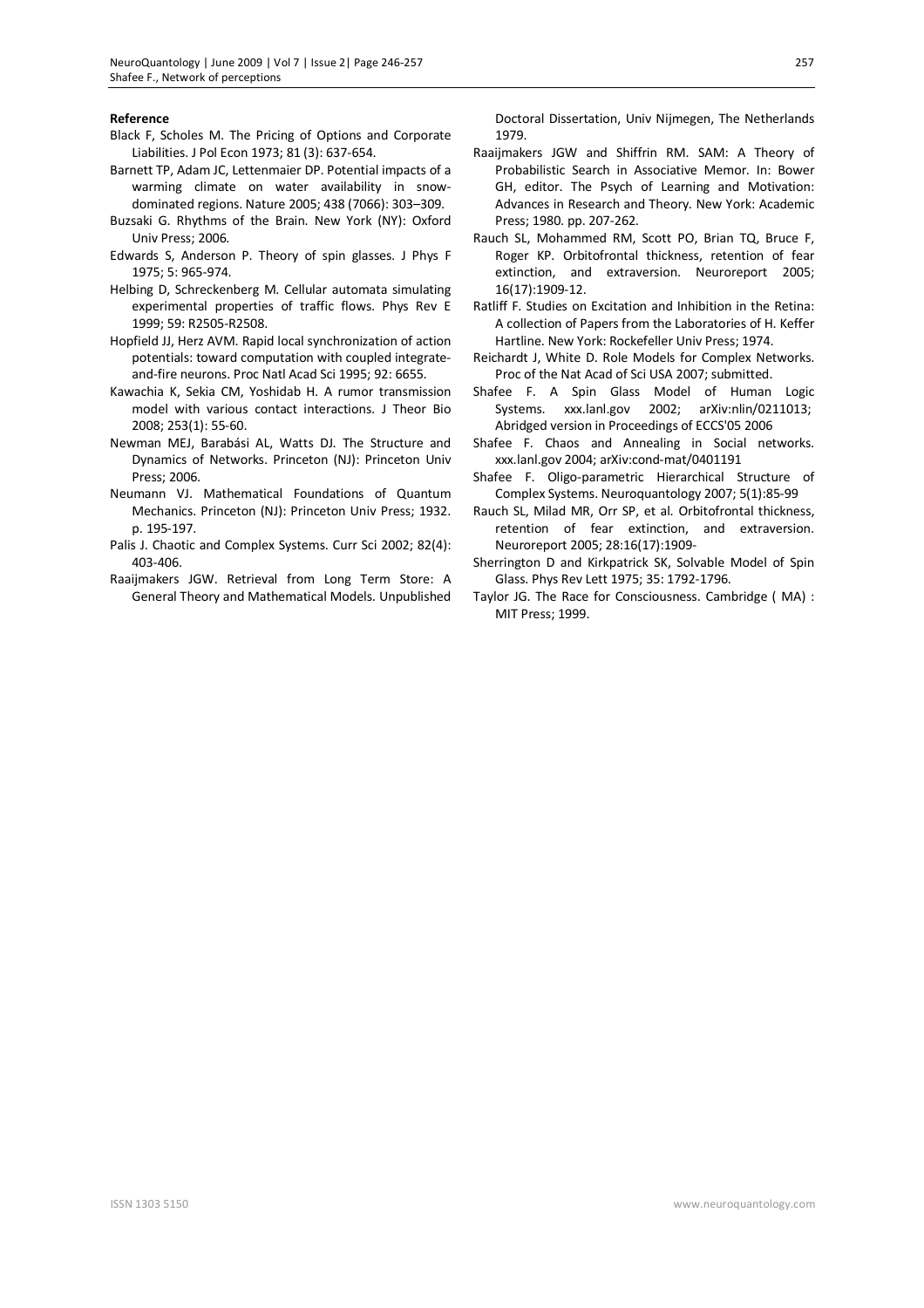**Reference**

Black F, Scholes M. The Pricing of Options and Corporate Liabilities. J Pol Econ 1973; 81 (3): 637-654.

Barnett TP, Adam JC, Lettenmaier DP. Potential impacts of a warming climate on water availability in snow-dominated regions. Nature 2005; 438 (7066): 303–309.

Buzsaki G. Rhythms of the Brain. New York (NY): Oxford Univ Press; 2006.

Edwards S, Anderson P. Theory of spin glasses. J Phys F 1975; 5: 965-974.

Helbing D, Schreckenberg M. Cellular automata simulating experimental properties of traffic flows. Phys Rev E 1999; 59: R2505-R2508.

Hopfield JJ, Herz AVM. Rapid local synchronization of action potentials: toward computation with coupled integrate-and-fire neurons. Proc Natl Acad Sci 1995; 92: 6655.

Kawachia K, Sekia CM, Yoshidab H. A rumor transmission model with various contact interactions. J Theor Bio 2008; 253(1): 55-60.

Newman MEJ, Barabási AL, Watts DJ. The Structure and Dynamics of Networks. Princeton (NJ): Princeton Univ Press; 2006.

Neumann VJ. Mathematical Foundations of Quantum Mechanics. Princeton (NJ): Princeton Univ Press; 1932. p. 195-197.

Palis J. Chaotic and Complex Systems. Curr Sci 2002; 82(4): 403-406.

Raaijmakers JGW. Retrieval from Long Term Store: A General Theory and Mathematical Models. Unpublished Doctoral Dissertation, Univ Nijmegen, The Netherlands 1979.

Raaijmakers JGW and Shiffrin RM. SAM: A Theory of Probabilistic Search in Associative Memor. In: Bower GH, editor. The Psych of Learning and Motivation: Advances in Research and Theory. New York: Academic Press; 1980. pp. 207-262.

Rauch SL, Mohammed RM, Scott PO, Brian TQ, Bruce F, Roger KP. Orbitofrontal thickness, retention of fear extinction, and extraversion. Neuroreport 2005; 16(17):1909-12.

Ratliff F. Studies on Excitation and Inhibition in the Retina: A collection of Papers from the Laboratories of H. Keffer Hartline. New York: Rockefeller Univ Press; 1974.

Reichardt J, White D. Role Models for Complex Networks. Proc of the Nat Acad of Sci USA 2007; submitted.

Shafee F. A Spin Glass Model of Human Logic Systems. xxx.lanl.gov 2002; arXiv:nlin/0211013; Abridged version in Proceedings of ECCS'05 2006

Shafee F. Chaos and Annealing in Social networks. xxx.lanl.gov 2004; arXiv:cond-mat/0401191

Shafee F. Oligo-parametric Hierarchical Structure of Complex Systems. Neuroquantology 2007; 5(1):85-99

Rauch SL, Milad MR, Orr SP, et al. Orbitofrontal thickness, retention of fear extinction, and extraversion. Neuroreport 2005; 28:16(17):1909-

Sherrington D and Kirkpatrick SK, Solvable Model of Spin Glass. Phys Rev Lett 1975; 35: 1792-1796.

Taylor JG. The Race for Consciousness. Cambridge ( MA) : MIT Press; 1999.